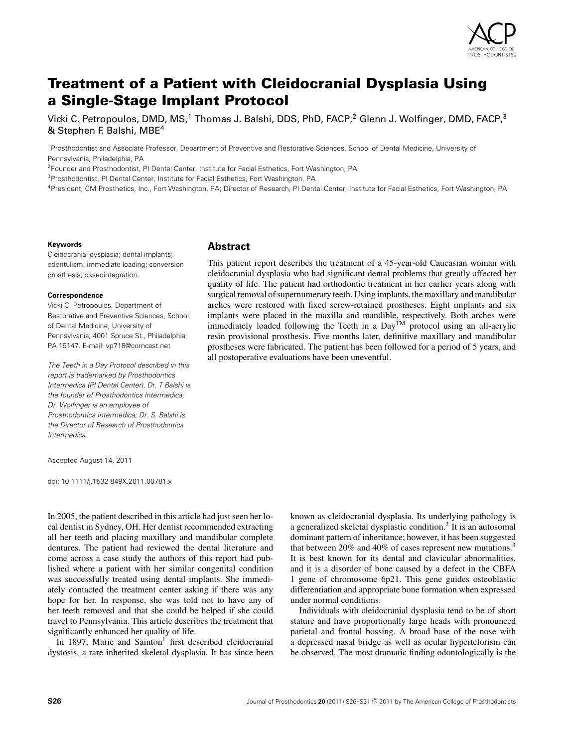# Treatment of a Patient with Cleidocranial Dysplasia Using a Single-Stage Implant Protocol

Vicki C. Petropoulos, DMD, MS,[1] Thomas J. Balshi, DDS, PhD, FACP,[2] Glenn J. Wolfinger, DMD, FACP,[3] & Stephen F. Balshi, MBE[4]

[1]Prosthodontist and Associate Professor, Department of Preventive and Restorative Sciences, School of Dental Medicine, University of Pennsylvania, Philadelphia, PA

[2]Founder and Prosthodontist, PI Dental Center, Institute for Facial Esthetics, Fort Washington, PA

[3]Prosthodontist, PI Dental Center, Institute for Facial Esthetics, Fort Washington, PA

[4]President, CM Prosthetics, Inc., Fort Washington, PA; Director of Research, PI Dental Center, Institute for Facial Esthetics, Fort Washington, PA

**Keywords**

Cleidocranial dysplasia; dental implants; edentulism; immediate loading; conversion prosthesis; osseointegration.

**Correspondence**

Vicki C. Petropoulos, Department of Restorative and Preventive Sciences, School of Dental Medicine, University of Pennsylvania, 4001 Spruce St., Philadelphia, PA 19147. E-mail: vp718@comcast.net

*The Teeth in a Day Protocol described in this report is trademarked by Prosthodontics Intermedica (PI Dental Center). Dr. T Balshi is the founder of Prosthodontics Intermedica; Dr. Wolfinger is an employee of Prosthodontics Intermedica; Dr. S. Balshi is the Director of Research of Prosthodontics Intermedica.*

Accepted August 14, 2011

doi: 10.1111/j.1532-849X.2011.00781.x

## Abstract

This patient report describes the treatment of a 45-year-old Caucasian woman with cleidocranial dysplasia who had significant dental problems that greatly affected her quality of life. The patient had orthodontic treatment in her earlier years along with surgical removal of supernumerary teeth. Using implants, the maxillary and mandibular arches were restored with fixed screw-retained prostheses. Eight implants and six implants were placed in the maxilla and mandible, respectively. Both arches were immediately loaded following the Teeth in a Day™ protocol using an all-acrylic resin provisional prosthesis. Five months later, definitive maxillary and mandibular prostheses were fabricated. The patient has been followed for a period of 5 years, and all postoperative evaluations have been uneventful.

In 2005, the patient described in this article had just seen her local dentist in Sydney, OH. Her dentist recommended extracting all her teeth and placing maxillary and mandibular complete dentures. The patient had reviewed the dental literature and come across a case study the authors of this report had published where a patient with her similar congenital condition was successfully treated using dental implants. She immediately contacted the treatment center asking if there was any hope for her. In response, she was told not to have any of her teeth removed and that she could be helped if she could travel to Pennsylvania. This article describes the treatment that significantly enhanced her quality of life.

In 1897, Marie and Sainton[1] first described cleidocranial dystosis, a rare inherited skeletal dysplasia. It has since been known as cleidocranial dysplasia. Its underlying pathology is a generalized skeletal dysplastic condition.[2] It is an autosomal dominant pattern of inheritance; however, it has been suggested that between 20% and 40% of cases represent new mutations.[3] It is best known for its dental and clavicular abnormalities, and it is a disorder of bone caused by a defect in the CBFA 1 gene of chromosome 6p21. This gene guides osteoblastic differentiation and appropriate bone formation when expressed under normal conditions.

Individuals with cleidocranial dysplasia tend to be of short stature and have proportionally large heads with pronounced parietal and frontal bossing. A broad base of the nose with a depressed nasal bridge as well as ocular hypertelorism can be observed. The most dramatic finding odontologically is the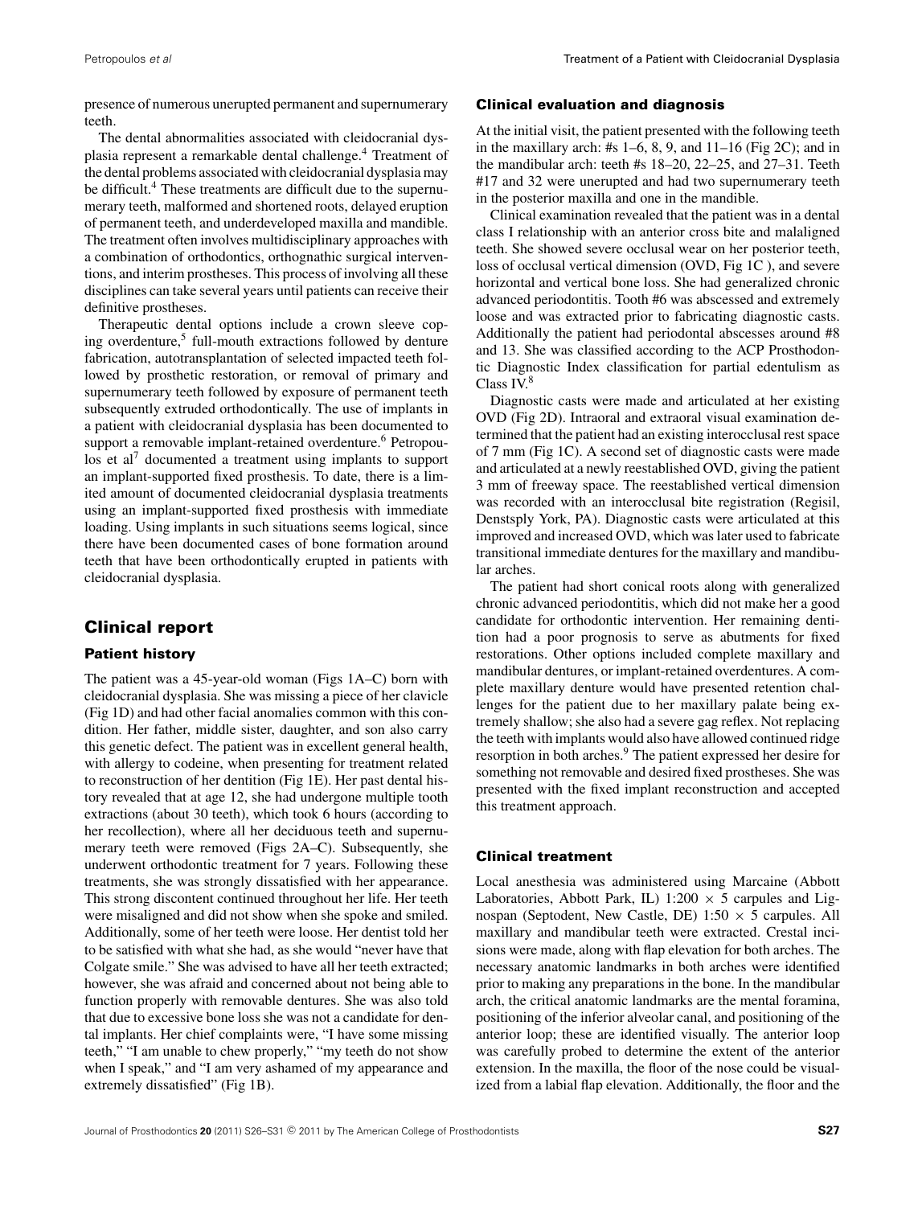presence of numerous unerupted permanent and supernumerary teeth.

The dental abnormalities associated with cleidocranial dysplasia represent a remarkable dental challenge.[4] Treatment of the dental problems associated with cleidocranial dysplasia may be difficult.[4] These treatments are difficult due to the supernumerary teeth, malformed and shortened roots, delayed eruption of permanent teeth, and underdeveloped maxilla and mandible. The treatment often involves multidisciplinary approaches with a combination of orthodontics, orthognathic surgical interventions, and interim prostheses. This process of involving all these disciplines can take several years until patients can receive their definitive prostheses.

Therapeutic dental options include a crown sleeve coping overdenture,[5] full-mouth extractions followed by denture fabrication, autotransplantation of selected impacted teeth followed by prosthetic restoration, or removal of primary and supernumerary teeth followed by exposure of permanent teeth subsequently extruded orthodontically. The use of implants in a patient with cleidocranial dysplasia has been documented to support a removable implant-retained overdenture.[6] Petropoulos et al[7] documented a treatment using implants to support an implant-supported fixed prosthesis. To date, there is a limited amount of documented cleidocranial dysplasia treatments using an implant-supported fixed prosthesis with immediate loading. Using implants in such situations seems logical, since there have been documented cases of bone formation around teeth that have been orthodontically erupted in patients with cleidocranial dysplasia.

## Clinical report

### Patient history

The patient was a 45-year-old woman (Figs 1A–C) born with cleidocranial dysplasia. She was missing a piece of her clavicle (Fig 1D) and had other facial anomalies common with this condition. Her father, middle sister, daughter, and son also carry this genetic defect. The patient was in excellent general health, with allergy to codeine, when presenting for treatment related to reconstruction of her dentition (Fig 1E). Her past dental history revealed that at age 12, she had undergone multiple tooth extractions (about 30 teeth), which took 6 hours (according to her recollection), where all her deciduous teeth and supernumerary teeth were removed (Figs 2A–C). Subsequently, she underwent orthodontic treatment for 7 years. Following these treatments, she was strongly dissatisfied with her appearance. This strong discontent continued throughout her life. Her teeth were misaligned and did not show when she spoke and smiled. Additionally, some of her teeth were loose. Her dentist told her to be satisfied with what she had, as she would "never have that Colgate smile." She was advised to have all her teeth extracted; however, she was afraid and concerned about not being able to function properly with removable dentures. She was also told that due to excessive bone loss she was not a candidate for dental implants. Her chief complaints were, "I have some missing teeth," "I am unable to chew properly," "my teeth do not show when I speak," and "I am very ashamed of my appearance and extremely dissatisfied" (Fig 1B).

### Clinical evaluation and diagnosis

At the initial visit, the patient presented with the following teeth in the maxillary arch: #s 1–6, 8, 9, and 11–16 (Fig 2C); and in the mandibular arch: teeth #s 18–20, 22–25, and 27–31. Teeth #17 and 32 were unerupted and had two supernumerary teeth in the posterior maxilla and one in the mandible.

Clinical examination revealed that the patient was in a dental class I relationship with an anterior cross bite and malaligned teeth. She showed severe occlusal wear on her posterior teeth, loss of occlusal vertical dimension (OVD, Fig 1C ), and severe horizontal and vertical bone loss. She had generalized chronic advanced periodontitis. Tooth #6 was abscessed and extremely loose and was extracted prior to fabricating diagnostic casts. Additionally the patient had periodontal abscesses around #8 and 13. She was classified according to the ACP Prosthodontic Diagnostic Index classification for partial edentulism as Class IV.[8]

Diagnostic casts were made and articulated at her existing OVD (Fig 2D). Intraoral and extraoral visual examination determined that the patient had an existing interocclusal rest space of 7 mm (Fig 1C). A second set of diagnostic casts were made and articulated at a newly reestablished OVD, giving the patient 3 mm of freeway space. The reestablished vertical dimension was recorded with an interocclusal bite registration (Regisil, Denstsply York, PA). Diagnostic casts were articulated at this improved and increased OVD, which was later used to fabricate transitional immediate dentures for the maxillary and mandibular arches.

The patient had short conical roots along with generalized chronic advanced periodontitis, which did not make her a good candidate for orthodontic intervention. Her remaining dentition had a poor prognosis to serve as abutments for fixed restorations. Other options included complete maxillary and mandibular dentures, or implant-retained overdentures. A complete maxillary denture would have presented retention challenges for the patient due to her maxillary palate being extremely shallow; she also had a severe gag reflex. Not replacing the teeth with implants would also have allowed continued ridge resorption in both arches.[9] The patient expressed her desire for something not removable and desired fixed prostheses. She was presented with the fixed implant reconstruction and accepted this treatment approach.

### Clinical treatment

Local anesthesia was administered using Marcaine (Abbott Laboratories, Abbott Park, IL) 1:200 × 5 carpules and Lignospan (Septodent, New Castle, DE) 1:50 × 5 carpules. All maxillary and mandibular teeth were extracted. Crestal incisions were made, along with flap elevation for both arches. The necessary anatomic landmarks in both arches were identified prior to making any preparations in the bone. In the mandibular arch, the critical anatomic landmarks are the mental foramina, positioning of the inferior alveolar canal, and positioning of the anterior loop; these are identified visually. The anterior loop was carefully probed to determine the extent of the anterior extension. In the maxilla, the floor of the nose could be visualized from a labial flap elevation. Additionally, the floor and the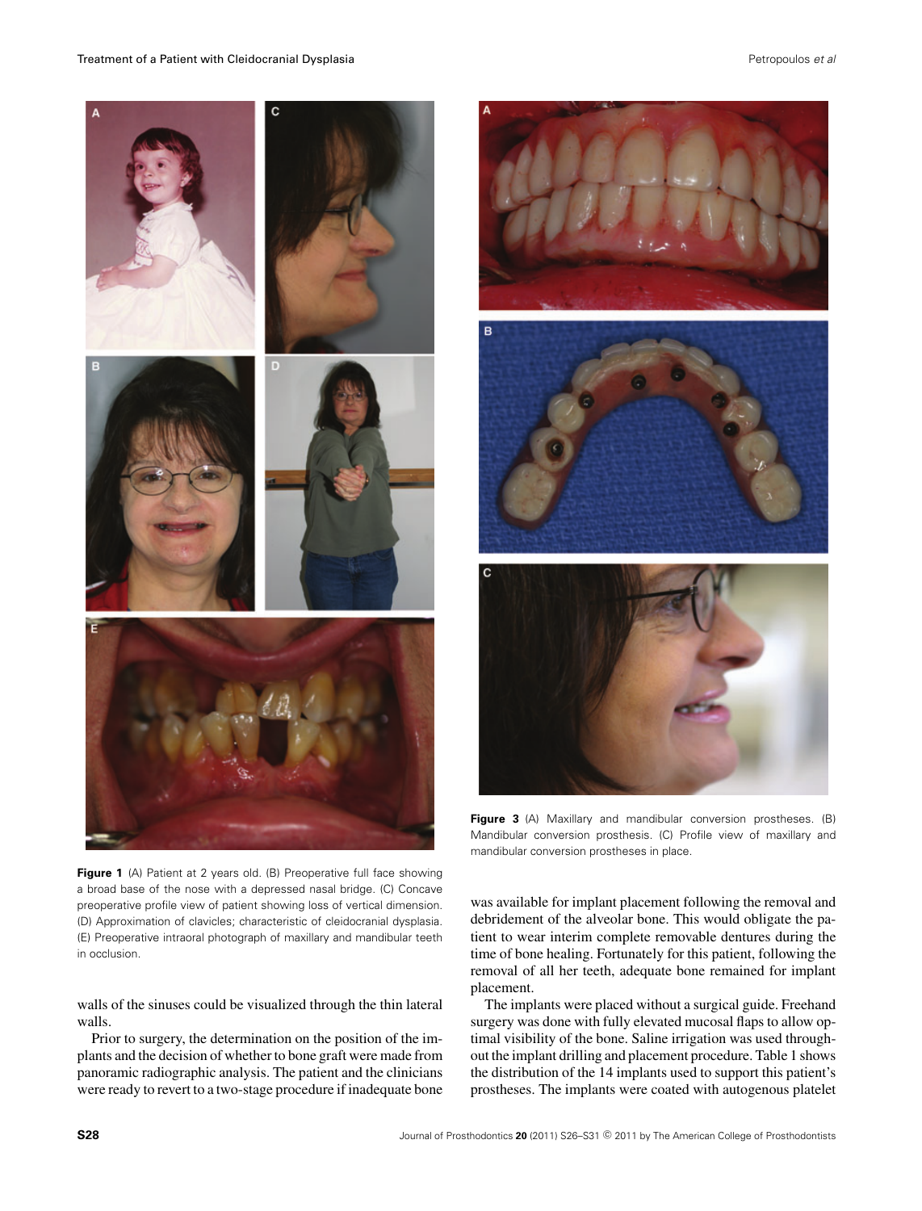Figure 1 (A) Patient at 2 years old. (B) Preoperative full face showing a broad base of the nose with a depressed nasal bridge. (C) Concave preoperative profile view of patient showing loss of vertical dimension. (D) Approximation of clavicles; characteristic of cleidocranial dysplasia. (E) Preoperative intraoral photograph of maxillary and mandibular teeth in occlusion.

Figure 3 (A) Maxillary and mandibular conversion prostheses. (B) Mandibular conversion prosthesis. (C) Profile view of maxillary and mandibular conversion prostheses in place.

walls of the sinuses could be visualized through the thin lateral walls.

Prior to surgery, the determination on the position of the implants and the decision of whether to bone graft were made from panoramic radiographic analysis. The patient and the clinicians were ready to revert to a two-stage procedure if inadequate bone was available for implant placement following the removal and debridement of the alveolar bone. This would obligate the patient to wear interim complete removable dentures during the time of bone healing. Fortunately for this patient, following the removal of all her teeth, adequate bone remained for implant placement.

The implants were placed without a surgical guide. Freehand surgery was done with fully elevated mucosal flaps to allow optimal visibility of the bone. Saline irrigation was used throughout the implant drilling and placement procedure. Table 1 shows the distribution of the 14 implants used to support this patient's prostheses. The implants were coated with autogenous platelet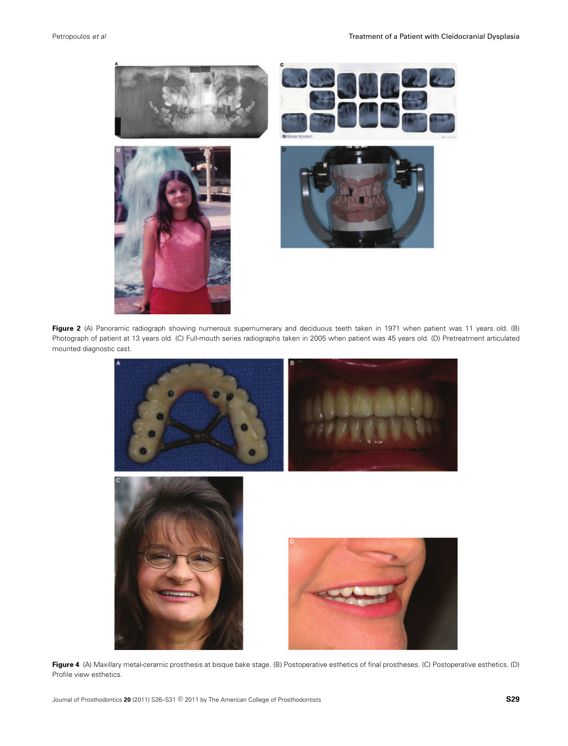**Figure 2** (A) Panoramic radiograph showing numerous supernumerary and deciduous teeth taken in 1971 when patient was 11 years old. (B) Photograph of patient at 13 years old. (C) Full-mouth series radiographs taken in 2005 when patient was 45 years old. (D) Pretreatment articulated mounted diagnostic cast.

**Figure 4** (A) Maxillary metal-ceramic prosthesis at bisque bake stage. (B) Postoperative esthetics of final prostheses. (C) Postoperative esthetics. (D) Profile view esthetics.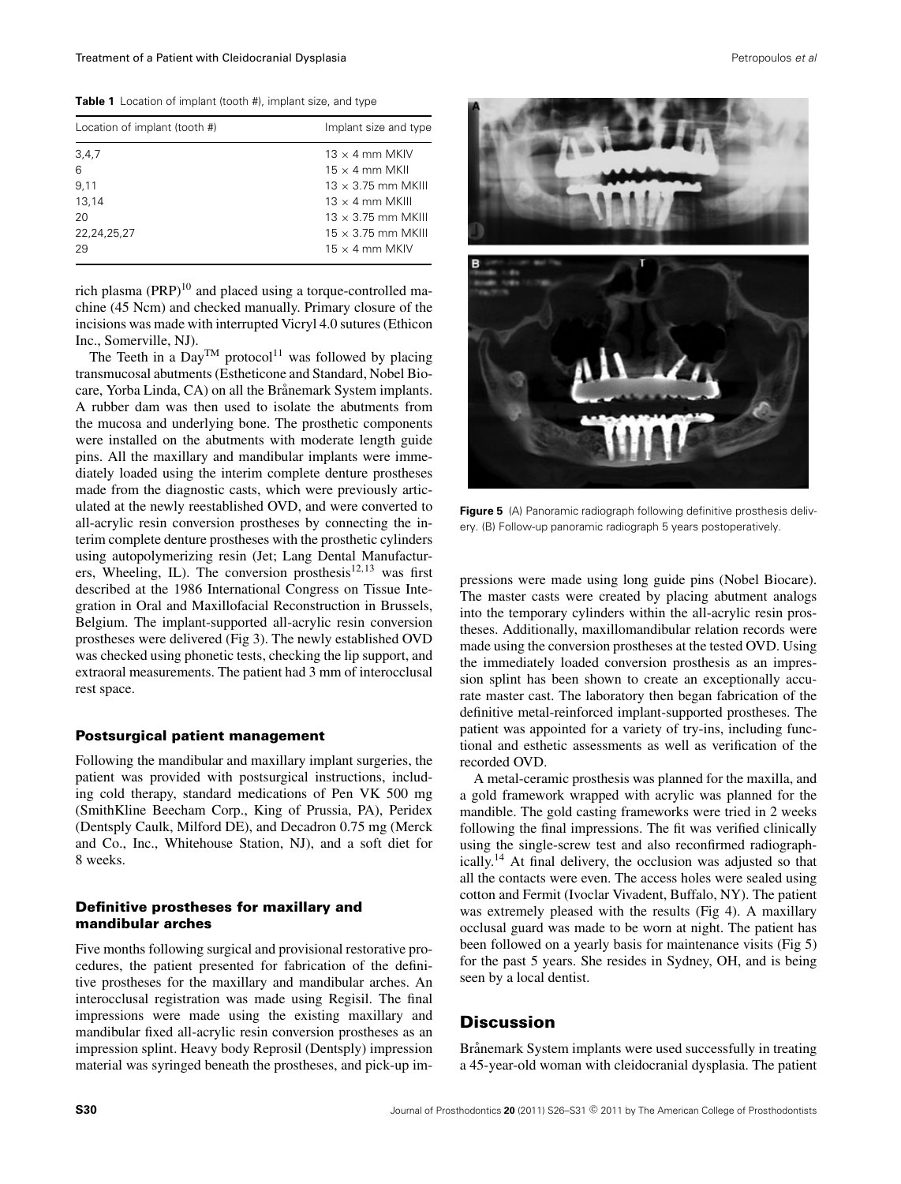**Table 1** Location of implant (tooth #), implant size, and type

| Location of implant (tooth #) | Implant size and type |
|---|---|
| 3,4,7 | 13 × 4 mm MKIV |
| 6 | 15 × 4 mm MKII |
| 9,11 | 13 × 3.75 mm MKIII |
| 13,14 | 13 × 4 mm MKIII |
| 20 | 13 × 3.75 mm MKIII |
| 22,24,25,27 | 15 × 3.75 mm MKIII |
| 29 | 15 × 4 mm MKIV |

rich plasma (PRP)[10] and placed using a torque-controlled machine (45 Ncm) and checked manually. Primary closure of the incisions was made with interrupted Vicryl 4.0 sutures (Ethicon Inc., Somerville, NJ).

The Teeth in a Day™ protocol[11] was followed by placing transmucosal abutments (Estheticone and Standard, Nobel Biocare, Yorba Linda, CA) on all the Brånemark System implants. A rubber dam was then used to isolate the abutments from the mucosa and underlying bone. The prosthetic components were installed on the abutments with moderate length guide pins. All the maxillary and mandibular implants were immediately loaded using the interim complete denture prostheses made from the diagnostic casts, which were previously articulated at the newly reestablished OVD, and were converted to all-acrylic resin conversion prostheses by connecting the interim complete denture prostheses with the prosthetic cylinders using autopolymerizing resin (Jet; Lang Dental Manufacturers, Wheeling, IL). The conversion prosthesis[12,13] was first described at the 1986 International Congress on Tissue Integration in Oral and Maxillofacial Reconstruction in Brussels, Belgium. The implant-supported all-acrylic resin conversion prostheses were delivered (Fig 3). The newly established OVD was checked using phonetic tests, checking the lip support, and extraoral measurements. The patient had 3 mm of interocclusal rest space.

### Postsurgical patient management

Following the mandibular and maxillary implant surgeries, the patient was provided with postsurgical instructions, including cold therapy, standard medications of Pen VK 500 mg (SmithKline Beecham Corp., King of Prussia, PA), Peridex (Dentsply Caulk, Milford DE), and Decadron 0.75 mg (Merck and Co., Inc., Whitehouse Station, NJ), and a soft diet for 8 weeks.

### Definitive prostheses for maxillary and mandibular arches

Five months following surgical and provisional restorative procedures, the patient presented for fabrication of the definitive prostheses for the maxillary and mandibular arches. An interocclusal registration was made using Regisil. The final impressions were made using the existing maxillary and mandibular fixed all-acrylic resin conversion prostheses as an impression splint. Heavy body Reprosil (Dentsply) impression material was syringed beneath the prostheses, and pick-up impressions were made using long guide pins (Nobel Biocare). The master casts were created by placing abutment analogs into the temporary cylinders within the all-acrylic resin prostheses. Additionally, maxillomandibular relation records were made using the conversion prostheses at the tested OVD. Using the immediately loaded conversion prosthesis as an impression splint has been shown to create an exceptionally accurate master cast. The laboratory then began fabrication of the definitive metal-reinforced implant-supported prostheses. The patient was appointed for a variety of try-ins, including functional and esthetic assessments as well as verification of the recorded OVD.

A metal-ceramic prosthesis was planned for the maxilla, and a gold framework wrapped with acrylic was planned for the mandible. The gold casting frameworks were tried in 2 weeks following the final impressions. The fit was verified clinically using the single-screw test and also reconfirmed radiographically.[14] At final delivery, the occlusion was adjusted so that all the contacts were even. The access holes were sealed using cotton and Fermit (Ivoclar Vivadent, Buffalo, NY). The patient was extremely pleased with the results (Fig 4). A maxillary occlusal guard was made to be worn at night. The patient has been followed on a yearly basis for maintenance visits (Fig 5) for the past 5 years. She resides in Sydney, OH, and is being seen by a local dentist.

**Figure 5** (A) Panoramic radiograph following definitive prosthesis delivery. (B) Follow-up panoramic radiograph 5 years postoperatively.

## Discussion

Brånemark System implants were used successfully in treating a 45-year-old woman with cleidocranial dysplasia. The patient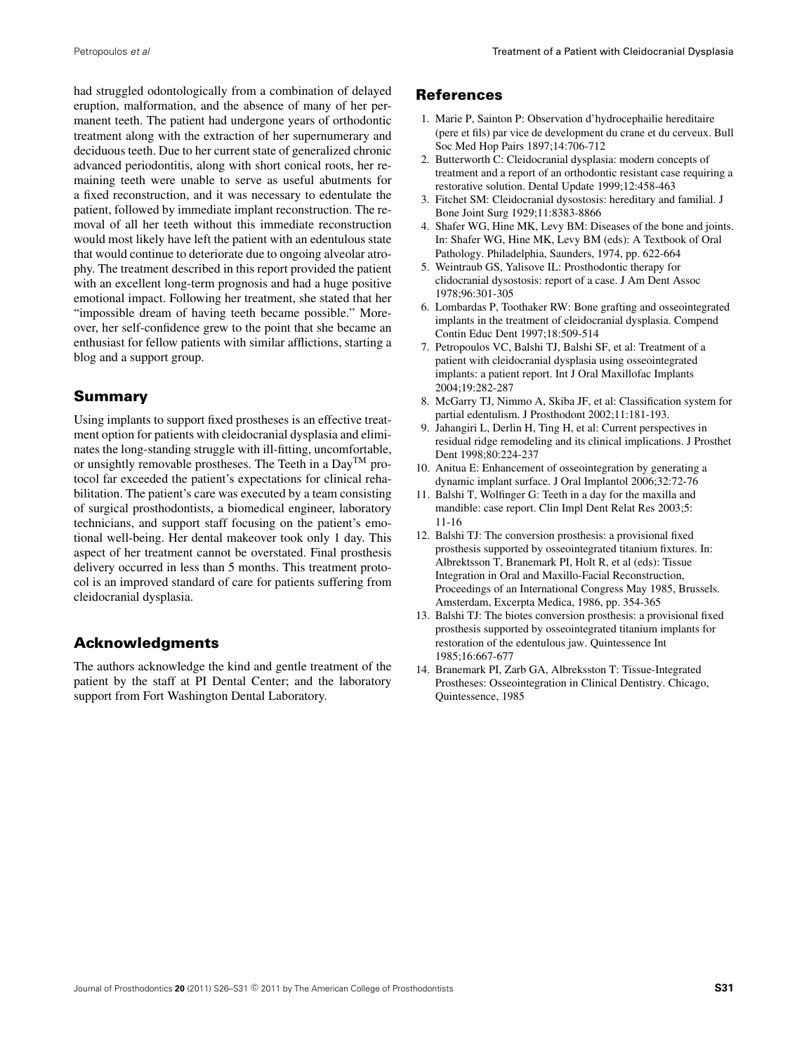had struggled odontologically from a combination of delayed eruption, malformation, and the absence of many of her permanent teeth. The patient had undergone years of orthodontic treatment along with the extraction of her supernumerary and deciduous teeth. Due to her current state of generalized chronic advanced periodontitis, along with short conical roots, her remaining teeth were unable to serve as useful abutments for a fixed reconstruction, and it was necessary to edentulate the patient, followed by immediate implant reconstruction. The removal of all her teeth without this immediate reconstruction would most likely have left the patient with an edentulous state that would continue to deteriorate due to ongoing alveolar atrophy. The treatment described in this report provided the patient with an excellent long-term prognosis and had a huge positive emotional impact. Following her treatment, she stated that her "impossible dream of having teeth became possible." Moreover, her self-confidence grew to the point that she became an enthusiast for fellow patients with similar afflictions, starting a blog and a support group.

## Summary

Using implants to support fixed prostheses is an effective treatment option for patients with cleidocranial dysplasia and eliminates the long-standing struggle with ill-fitting, uncomfortable, or unsightly removable prostheses. The Teeth in a Day™ protocol far exceeded the patient's expectations for clinical rehabilitation. The patient's care was executed by a team consisting of surgical prosthodontists, a biomedical engineer, laboratory technicians, and support staff focusing on the patient's emotional well-being. Her dental makeover took only 1 day. This aspect of her treatment cannot be overstated. Final prosthesis delivery occurred in less than 5 months. This treatment protocol is an improved standard of care for patients suffering from cleidocranial dysplasia.

## Acknowledgments

The authors acknowledge the kind and gentle treatment of the patient by the staff at PI Dental Center; and the laboratory support from Fort Washington Dental Laboratory.

## References

1. Marie P, Sainton P: Observation d'hydrocephailie hereditaire (pere et fils) par vice de development du crane et du cerveux. Bull Soc Med Hop Pairs 1897;14:706-712
2. Butterworth C: Cleidocranial dysplasia: modern concepts of treatment and a report of an orthodontic resistant case requiring a restorative solution. Dental Update 1999;12:458-463
3. Fitchet SM: Cleidocranial dysostosis: hereditary and familial. J Bone Joint Surg 1929;11:8383-8866
4. Shafer WG, Hine MK, Levy BM: Diseases of the bone and joints. In: Shafer WG, Hine MK, Levy BM (eds): A Textbook of Oral Pathology. Philadelphia, Saunders, 1974, pp. 622-664
5. Weintraub GS, Yalisove IL: Prosthodontic therapy for clidocranial dysostosis: report of a case. J Am Dent Assoc 1978;96:301-305
6. Lombardas P, Toothaker RW: Bone grafting and osseointegrated implants in the treatment of cleidocranial dysplasia. Compend Contin Educ Dent 1997;18:509-514
7. Petropoulos VC, Balshi TJ, Balshi SF, et al: Treatment of a patient with cleidocranial dysplasia using osseointegrated implants: a patient report. Int J Oral Maxillofac Implants 2004;19:282-287
8. McGarry TJ, Nimmo A, Skiba JF, et al: Classification system for partial edentulism. J Prosthodont 2002;11:181-193.
9. Jahangiri L, Derlin H, Ting H, et al: Current perspectives in residual ridge remodeling and its clinical implications. J Prosthet Dent 1998;80:224-237
10. Anitua E: Enhancement of osseointegration by generating a dynamic implant surface. J Oral Implantol 2006;32:72-76
11. Balshi T, Wolfinger G: Teeth in a day for the maxilla and mandible: case report. Clin Impl Dent Relat Res 2003;5: 11-16
12. Balshi TJ: The conversion prosthesis: a provisional fixed prosthesis supported by osseointegrated titanium fixtures. In: Albrektsson T, Branemark PI, Holt R, et al (eds): Tissue Integration in Oral and Maxillo-Facial Reconstruction, Proceedings of an International Congress May 1985, Brussels. Amsterdam, Excerpta Medica, 1986, pp. 354-365
13. Balshi TJ: The biotes conversion prosthesis: a provisional fixed prosthesis supported by osseointegrated titanium implants for restoration of the edentulous jaw. Quintessence Int 1985;16:667-677
14. Branemark PI, Zarb GA, Albreksston T: Tissue-Integrated Prostheses: Osseointegration in Clinical Dentistry. Chicago, Quintessence, 1985